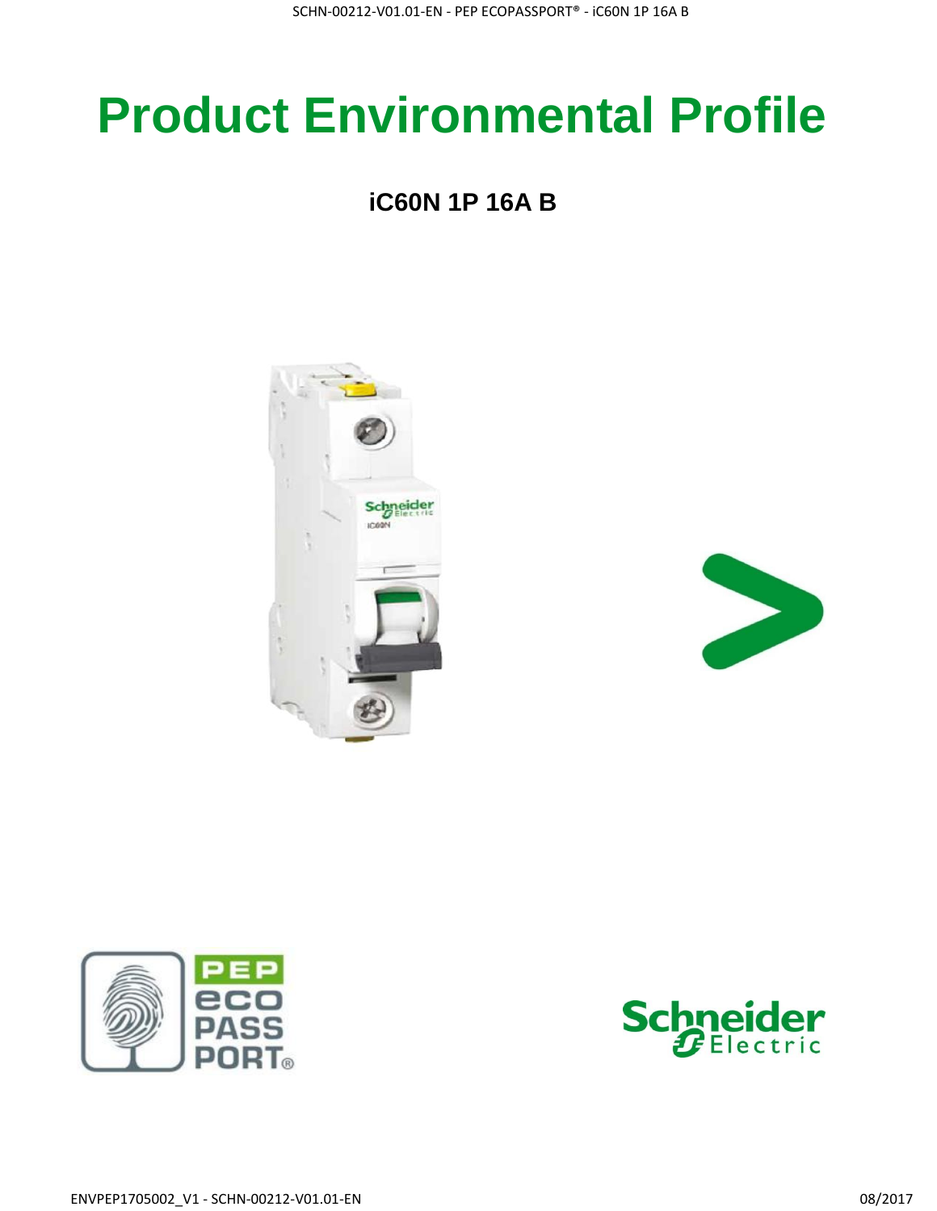# Product Environmental Profile

## iC60N 1P 16A B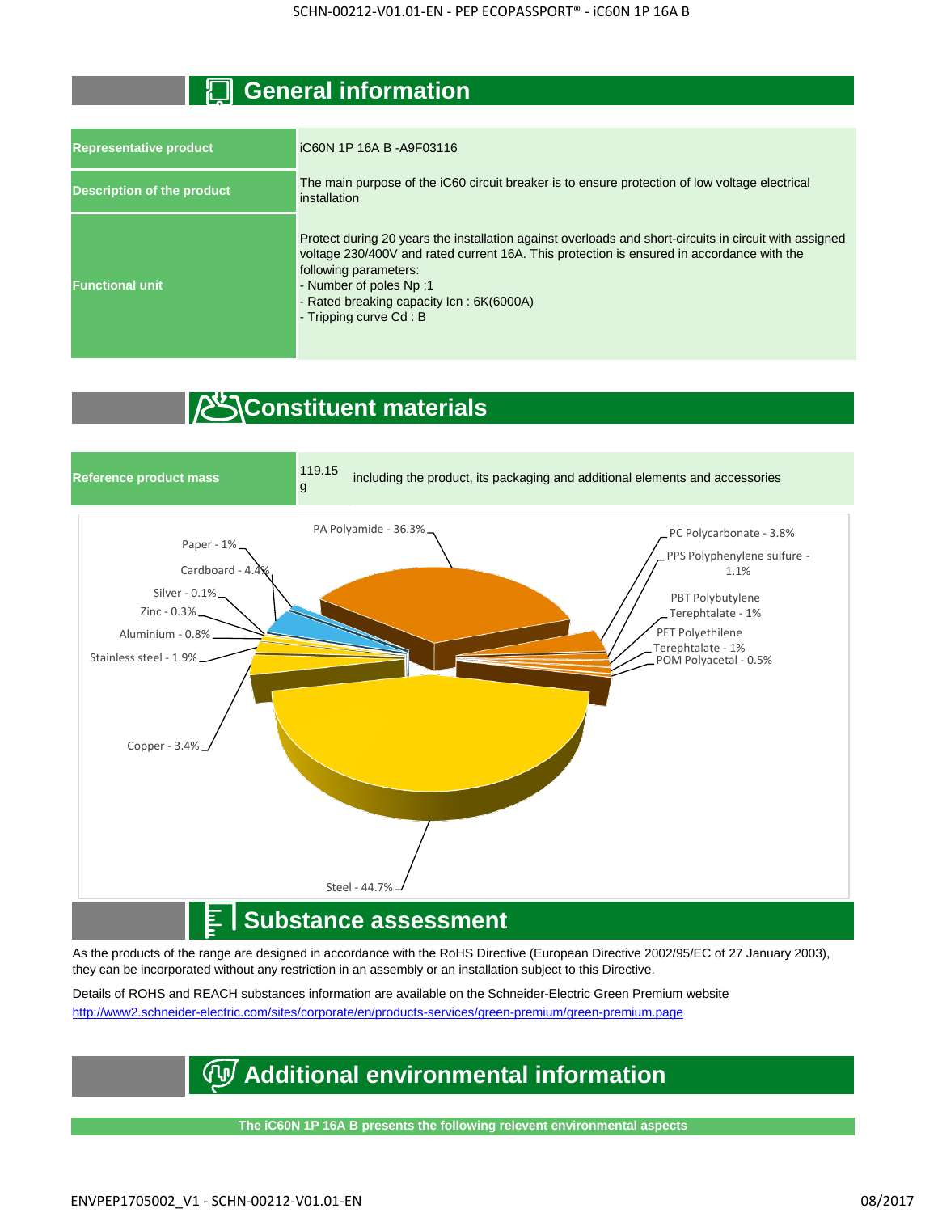## General information

| Representative product | iC60N 1P 16A B -A9F03116 |
|---|---|
| Description of the product | The main purpose of the iC60 circuit breaker is to ensure protection of low voltage electrical installation |
| Functional unit | Protect during 20 years the installation against overloads and short-circuits in circuit with assigned voltage 230/400V and rated current 16A. This protection is ensured in accordance with the following parameters:<br>- Number of poles Np :1<br>- Rated breaking capacity Icn : 6K(6000A)<br>- Tripping curve Cd : B |

## Constituent materials

| Reference product mass | 119.15 g | including the product, its packaging and additional elements and accessories |
|---|---|---|

PA Polyamide - 36.3%
PC Polycarbonate - 3.8%
PPS Polyphenylene sulfure - 1.1%
PBT Polybutylene Terephtalate - 1%
PET Polyethilene Terephtalate - 1%
POM Polyacetal - 0.5%
Paper - 1%
Cardboard - 4.4%
Silver - 0.1%
Zinc - 0.3%
Aluminium - 0.8%
Stainless steel - 1.9%
Copper - 3.4%
Steel - 44.7%

## Substance assessment

As the products of the range are designed in accordance with the RoHS Directive (European Directive 2002/95/EC of 27 January 2003), they can be incorporated without any restriction in an assembly or an installation subject to this Directive.

Details of ROHS and REACH substances information are available on the Schneider-Electric Green Premium website
http://www2.schneider-electric.com/sites/corporate/en/products-services/green-premium/green-premium.page

## Additional environmental information

**The iC60N 1P 16A B presents the following relevent environmental aspects**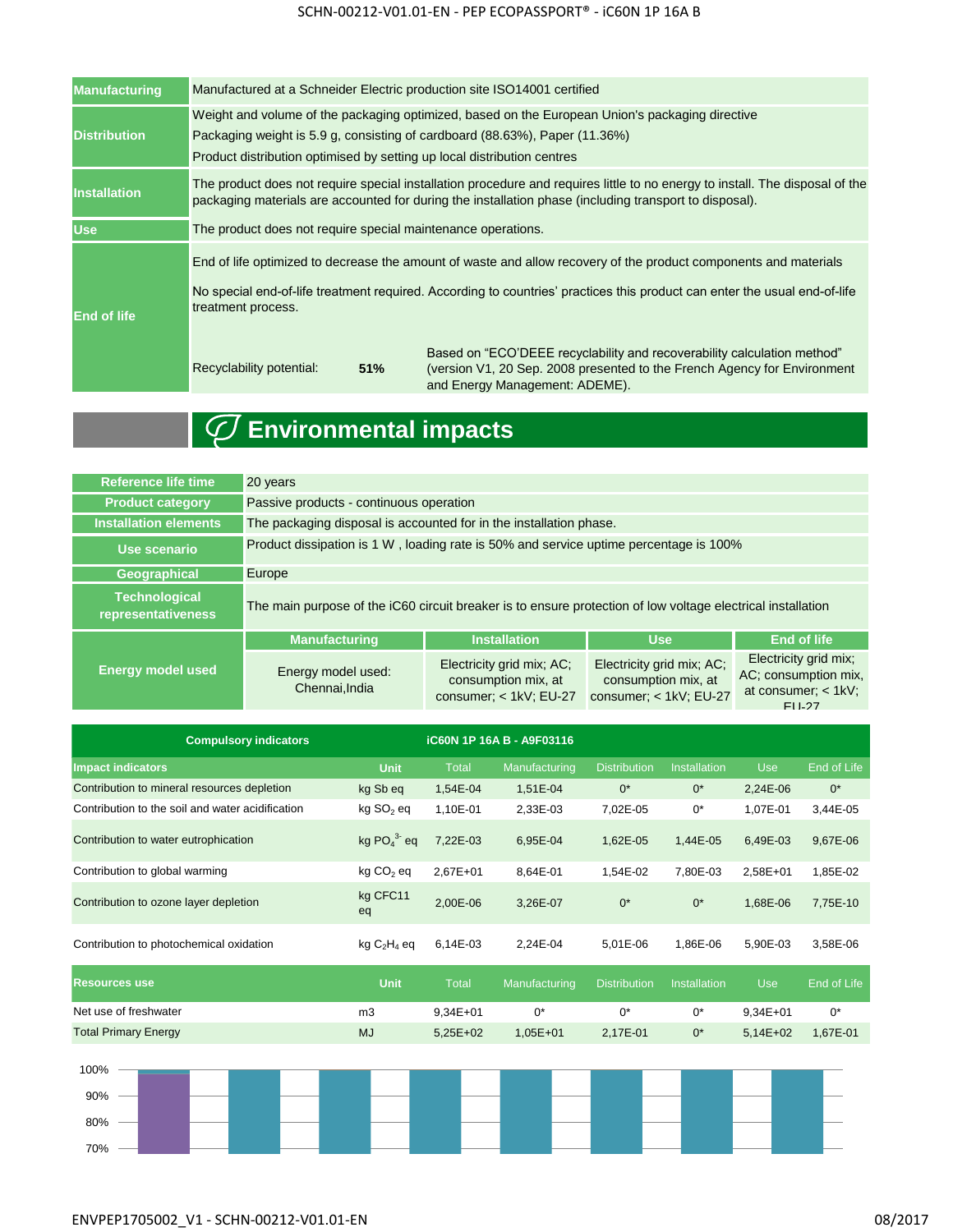| | |
|---|---|
| **Manufacturing** | Manufactured at a Schneider Electric production site ISO14001 certified |
| **Distribution** | Weight and volume of the packaging optimized, based on the European Union's packaging directive<br>Packaging weight is 5.9 g, consisting of cardboard (88.63%), Paper (11.36%)<br>Product distribution optimised by setting up local distribution centres |
| **Installation** | The product does not require special installation procedure and requires little to no energy to install. The disposal of the packaging materials are accounted for during the installation phase (including transport to disposal). |
| **Use** | The product does not require special maintenance operations. |
| **End of life** | End of life optimized to decrease the amount of waste and allow recovery of the product components and materials<br>No special end-of-life treatment required. According to countries' practices this product can enter the usual end-of-life treatment process.<br>Recyclability potential: **51%** — Based on "ECO'DEEE recyclability and recoverability calculation method" (version V1, 20 Sep. 2008 presented to the French Agency for Environment and Energy Management: ADEME). |

# Environmental impacts

| | | | | |
|---|---|---|---|---|
| **Reference life time** | 20 years | | | |
| **Product category** | Passive products - continuous operation | | | |
| **Installation elements** | The packaging disposal is accounted for in the installation phase. | | | |
| **Use scenario** | Product dissipation is 1 W , loading rate is 50% and service uptime percentage is 100% | | | |
| **Geographical** | Europe | | | |
| **Technological representativeness** | The main purpose of the iC60 circuit breaker is to ensure protection of low voltage electrical installation | | | |
| **Energy model used** | **Manufacturing** | **Installation** | **Use** | **End of life** |
| | Energy model used: Chennai,India | Electricity grid mix; AC; consumption mix, at consumer; < 1kV; EU-27 | Electricity grid mix; AC; consumption mix, at consumer; < 1kV; EU-27 | Electricity grid mix; AC; consumption mix, at consumer; < 1kV; EU-27 |

| Compulsory indicators | | iC60N 1P 16A B - A9F03116 | | | | | |
|---|---|---|---|---|---|---|---|
| **Impact indicators** | **Unit** | **Total** | **Manufacturing** | **Distribution** | **Installation** | **Use** | **End of Life** |
| Contribution to mineral resources depletion | kg Sb eq | 1,54E-04 | 1,51E-04 | 0* | 0* | 2,24E-06 | 0* |
| Contribution to the soil and water acidification | kg $SO_2$ eq | 1,10E-01 | 2,33E-03 | 7,02E-05 | 0* | 1,07E-01 | 3,44E-05 |
| Contribution to water eutrophication | kg $PO_4^{3-}$ eq | 7,22E-03 | 6,95E-04 | 1,62E-05 | 1,44E-05 | 6,49E-03 | 9,67E-06 |
| Contribution to global warming | kg $CO_2$ eq | 2,67E+01 | 8,64E-01 | 1,54E-02 | 7,80E-03 | 2,58E+01 | 1,85E-02 |
| Contribution to ozone layer depletion | kg CFC11 eq | 2,00E-06 | 3,26E-07 | 0* | 0* | 1,68E-06 | 7,75E-10 |
| Contribution to photochemical oxidation | kg $C_2H_4$ eq | 6,14E-03 | 2,24E-04 | 5,01E-06 | 1,86E-06 | 5,90E-03 | 3,58E-06 |
| **Resources use** | **Unit** | **Total** | **Manufacturing** | **Distribution** | **Installation** | **Use** | **End of Life** |
| Net use of freshwater | m3 | 9,34E+01 | 0* | 0* | 0* | 9,34E+01 | 0* |
| Total Primary Energy | MJ | 5,25E+02 | 1,05E+01 | 2,17E-01 | 0* | 5,14E+02 | 1,67E-01 |

100%
90%
80%
70%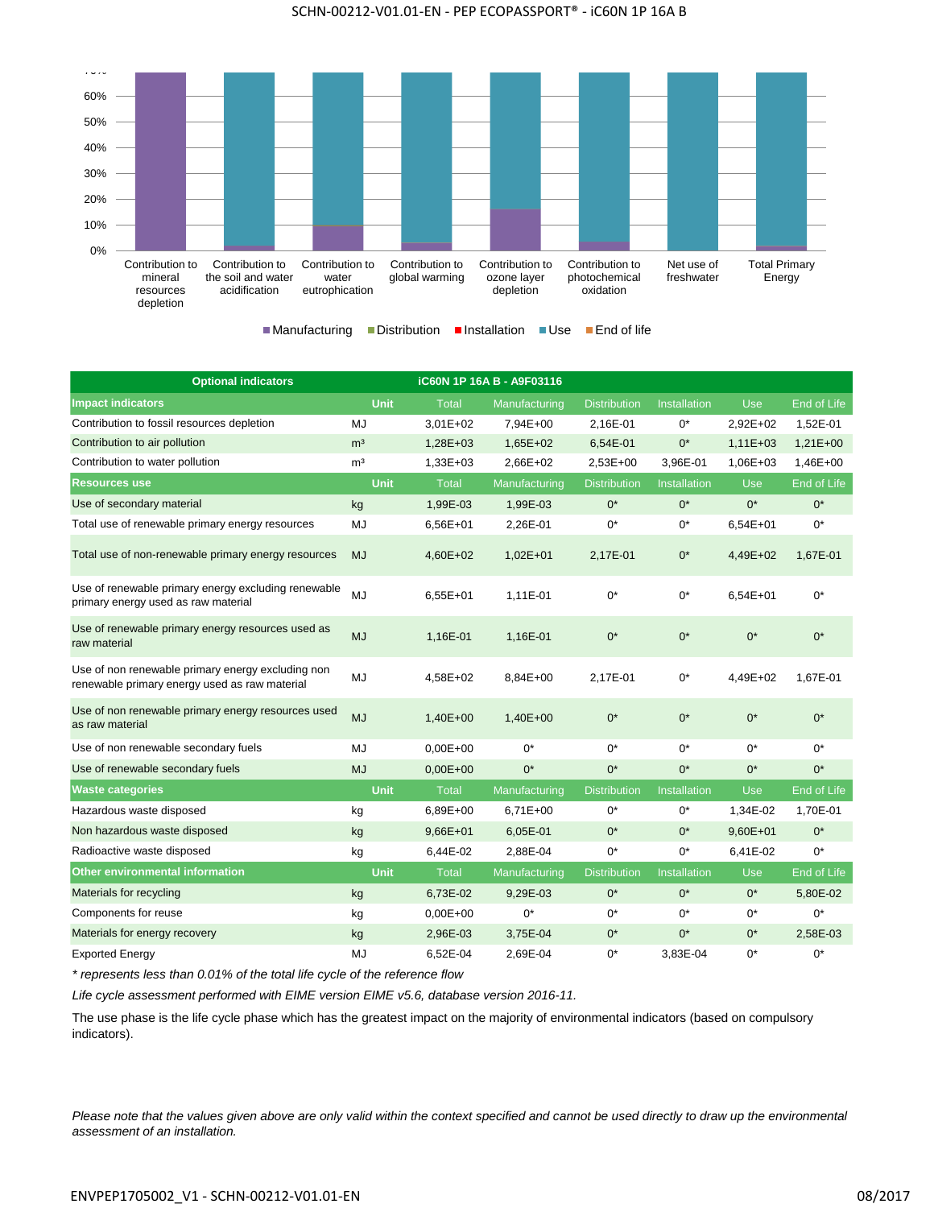60%
50%
40%
30%
20%
10%
0%

Contribution to mineral resources depletion | Contribution to the soil and water acidification | Contribution to water eutrophication | Contribution to global warming | Contribution to ozone layer depletion | Contribution to photochemical oxidation | Net use of freshwater | Total Primary Energy

■ Manufacturing ■ Distribution ■ Installation ■ Use ■ End of life

| Optional indicators | | iC60N 1P 16A B - A9F03116 | | | | | |
|---|---|---|---|---|---|---|---|
| **Impact indicators** | **Unit** | **Total** | **Manufacturing** | **Distribution** | **Installation** | **Use** | **End of Life** |
| Contribution to fossil resources depletion | MJ | 3,01E+02 | 7,94E+00 | 2,16E-01 | 0* | 2,92E+02 | 1,52E-01 |
| Contribution to air pollution | m³ | 1,28E+03 | 1,65E+02 | 6,54E-01 | 0* | 1,11E+03 | 1,21E+00 |
| Contribution to water pollution | m³ | 1,33E+03 | 2,66E+02 | 2,53E+00 | 3,96E-01 | 1,06E+03 | 1,46E+00 |
| **Resources use** | **Unit** | **Total** | **Manufacturing** | **Distribution** | **Installation** | **Use** | **End of Life** |
| Use of secondary material | kg | 1,99E-03 | 1,99E-03 | 0* | 0* | 0* | 0* |
| Total use of renewable primary energy resources | MJ | 6,56E+01 | 2,26E-01 | 0* | 0* | 6,54E+01 | 0* |
| Total use of non-renewable primary energy resources | MJ | 4,60E+02 | 1,02E+01 | 2,17E-01 | 0* | 4,49E+02 | 1,67E-01 |
| Use of renewable primary energy excluding renewable primary energy used as raw material | MJ | 6,55E+01 | 1,11E-01 | 0* | 0* | 6,54E+01 | 0* |
| Use of renewable primary energy resources used as raw material | MJ | 1,16E-01 | 1,16E-01 | 0* | 0* | 0* | 0* |
| Use of non renewable primary energy excluding non renewable primary energy used as raw material | MJ | 4,58E+02 | 8,84E+00 | 2,17E-01 | 0* | 4,49E+02 | 1,67E-01 |
| Use of non renewable primary energy resources used as raw material | MJ | 1,40E+00 | 1,40E+00 | 0* | 0* | 0* | 0* |
| Use of non renewable secondary fuels | MJ | 0,00E+00 | 0* | 0* | 0* | 0* | 0* |
| Use of renewable secondary fuels | MJ | 0,00E+00 | 0* | 0* | 0* | 0* | 0* |
| **Waste categories** | **Unit** | **Total** | **Manufacturing** | **Distribution** | **Installation** | **Use** | **End of Life** |
| Hazardous waste disposed | kg | 6,89E+00 | 6,71E+00 | 0* | 0* | 1,34E-02 | 1,70E-01 |
| Non hazardous waste disposed | kg | 9,66E+01 | 6,05E-01 | 0* | 0* | 9,60E+01 | 0* |
| Radioactive waste disposed | kg | 6,44E-02 | 2,88E-04 | 0* | 0* | 6,41E-02 | 0* |
| **Other environmental information** | **Unit** | **Total** | **Manufacturing** | **Distribution** | **Installation** | **Use** | **End of Life** |
| Materials for recycling | kg | 6,73E-02 | 9,29E-03 | 0* | 0* | 0* | 5,80E-02 |
| Components for reuse | kg | 0,00E+00 | 0* | 0* | 0* | 0* | 0* |
| Materials for energy recovery | kg | 2,96E-03 | 3,75E-04 | 0* | 0* | 0* | 2,58E-03 |
| Exported Energy | MJ | 6,52E-04 | 2,69E-04 | 0* | 3,83E-04 | 0* | 0* |

*\* represents less than 0.01% of the total life cycle of the reference flow*

*Life cycle assessment performed with EIME version EIME v5.6, database version 2016-11.*

The use phase is the life cycle phase which has the greatest impact on the majority of environmental indicators (based on compulsory indicators).

*Please note that the values given above are only valid within the context specified and cannot be used directly to draw up the environmental assessment of an installation.*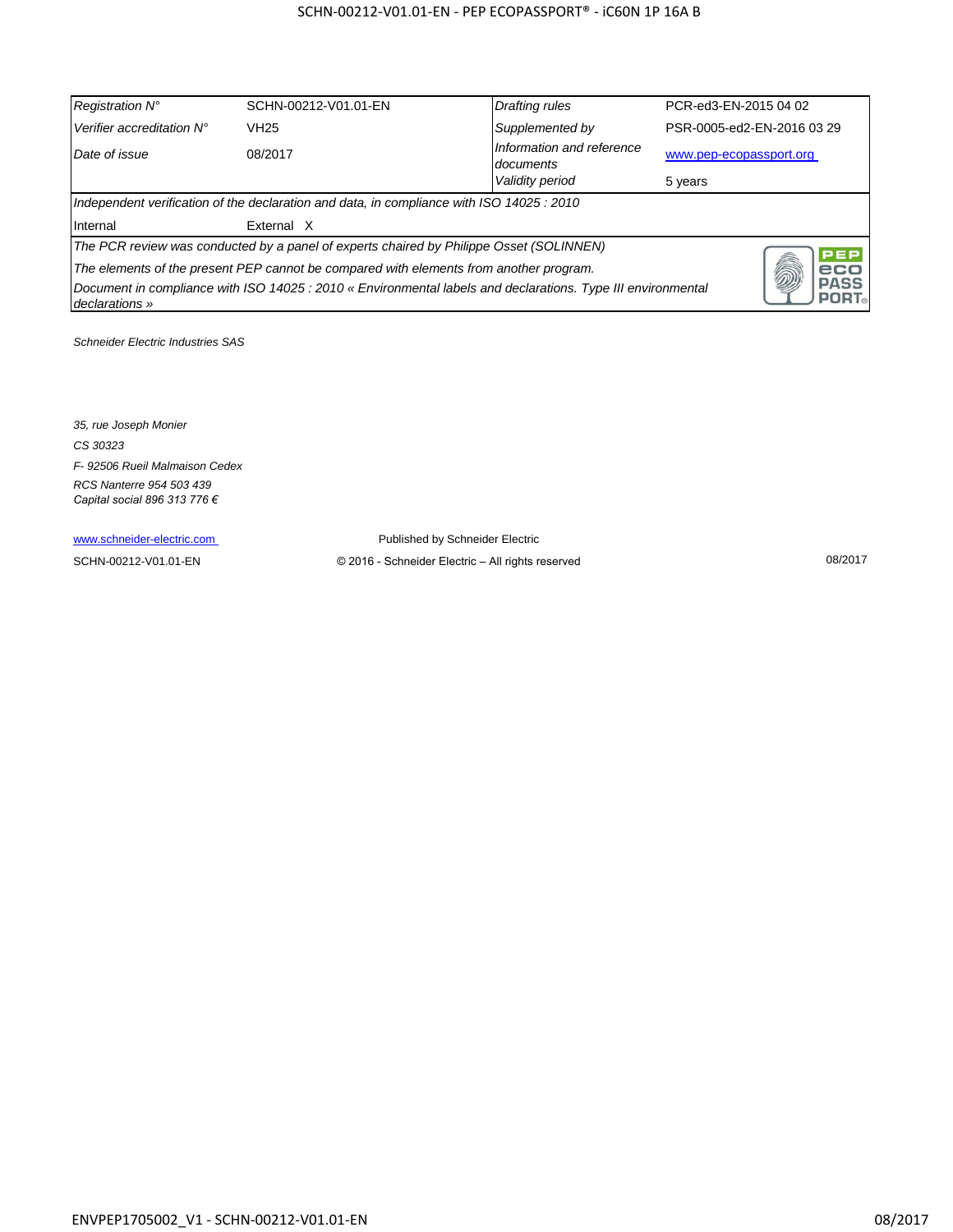| | | | |
|---|---|---|---|
| *Registration N°* | SCHN-00212-V01.01-EN | *Drafting rules* | PCR-ed3-EN-2015 04 02 |
| *Verifier accreditation N°* | VH25 | *Supplemented by* | PSR-0005-ed2-EN-2016 03 29 |
| *Date of issue* | 08/2017 | *Information and reference documents* | www.pep-ecopassport.org |
| | | *Validity period* | 5 years |
| *Independent verification of the declaration and data, in compliance with ISO 14025 : 2010* | | | |
| Internal | External X | | |
| *The PCR review was conducted by a panel of experts chaired by Philippe Osset (SOLINNEN)* | | | |
| *The elements of the present PEP cannot be compared with elements from another program.* | | | |
| *Document in compliance with ISO 14025 : 2010 « Environmental labels and declarations. Type III environmental declarations »* | | | |

*Schneider Electric Industries SAS*

*35, rue Joseph Monier*
*CS 30323*
*F- 92506 Rueil Malmaison Cedex*
*RCS Nanterre 954 503 439*
*Capital social 896 313 776 €*

www.schneider-electric.com

Published by Schneider Electric

SCHN-00212-V01.01-EN

© 2016 - Schneider Electric – All rights reserved

08/2017